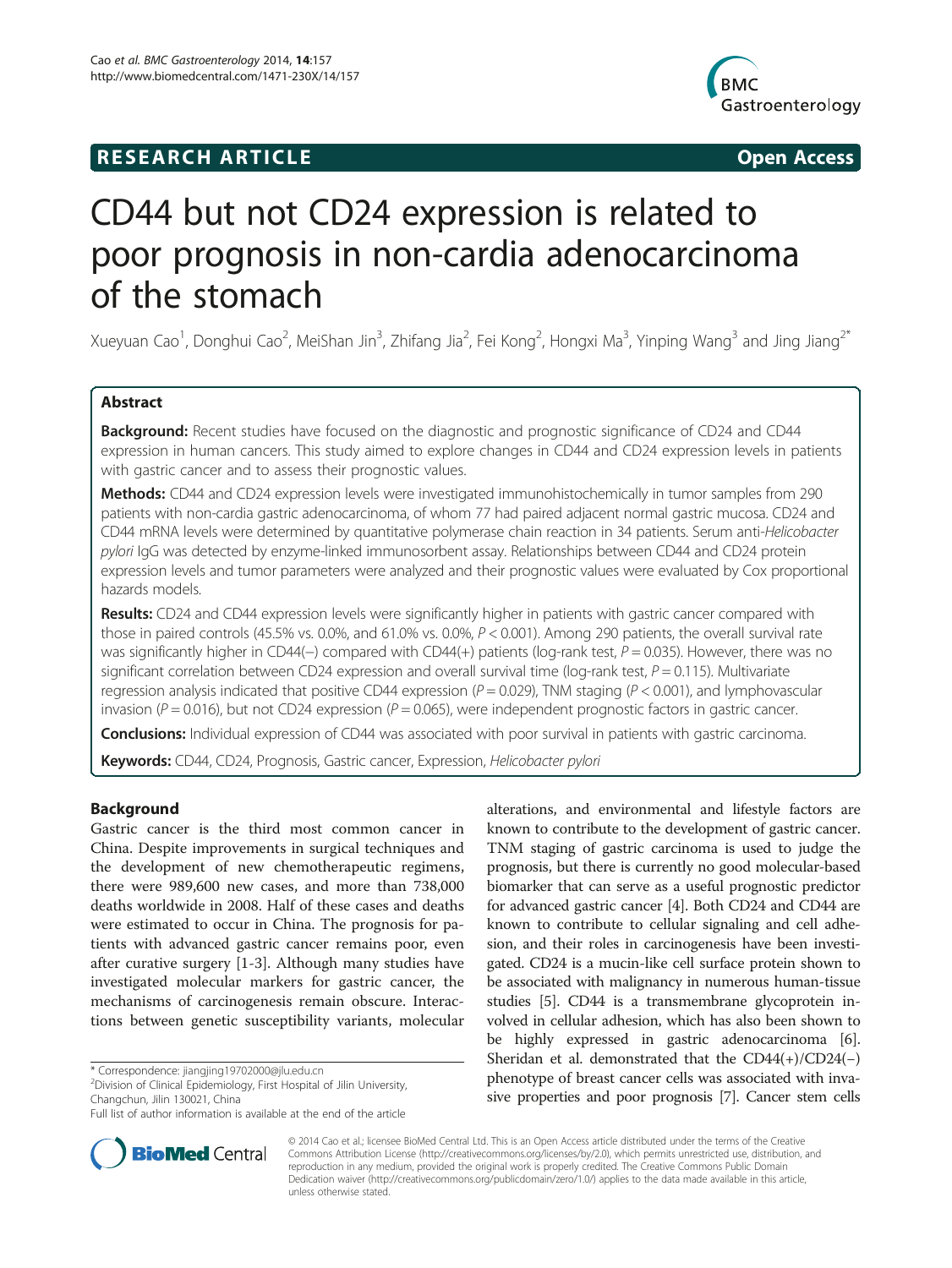**RESEARCH ARTICLE** **Open Access**

# CD44 but not CD24 expression is related to poor prognosis in non-cardia adenocarcinoma of the stomach

Xueyuan Cao[1], Donghui Cao[2], MeiShan Jin[3], Zhifang Jia[2], Fei Kong[2], Hongxi Ma[3], Yinping Wang[3] and Jing Jiang[2*]

## Abstract

**Background:** Recent studies have focused on the diagnostic and prognostic significance of CD24 and CD44 expression in human cancers. This study aimed to explore changes in CD44 and CD24 expression levels in patients with gastric cancer and to assess their prognostic values.

**Methods:** CD44 and CD24 expression levels were investigated immunohistochemically in tumor samples from 290 patients with non-cardia gastric adenocarcinoma, of whom 77 had paired adjacent normal gastric mucosa. CD24 and CD44 mRNA levels were determined by quantitative polymerase chain reaction in 34 patients. Serum anti-*Helicobacter pylori* IgG was detected by enzyme-linked immunosorbent assay. Relationships between CD44 and CD24 protein expression levels and tumor parameters were analyzed and their prognostic values were evaluated by Cox proportional hazards models.

**Results:** CD24 and CD44 expression levels were significantly higher in patients with gastric cancer compared with those in paired controls (45.5% vs. 0.0%, and 61.0% vs. 0.0%, $P < 0.001$). Among 290 patients, the overall survival rate was significantly higher in CD44(−) compared with CD44(+) patients (log-rank test, $P = 0.035$). However, there was no significant correlation between CD24 expression and overall survival time (log-rank test, $P = 0.115$). Multivariate regression analysis indicated that positive CD44 expression ($P = 0.029$), TNM staging ($P < 0.001$), and lymphovascular invasion ($P = 0.016$), but not CD24 expression ($P = 0.065$), were independent prognostic factors in gastric cancer.

**Conclusions:** Individual expression of CD44 was associated with poor survival in patients with gastric carcinoma.

**Keywords:** CD44, CD24, Prognosis, Gastric cancer, Expression, *Helicobacter pylori*

## Background

Gastric cancer is the third most common cancer in China. Despite improvements in surgical techniques and the development of new chemotherapeutic regimens, there were 989,600 new cases, and more than 738,000 deaths worldwide in 2008. Half of these cases and deaths were estimated to occur in China. The prognosis for patients with advanced gastric cancer remains poor, even after curative surgery [1-3]. Although many studies have investigated molecular markers for gastric cancer, the mechanisms of carcinogenesis remain obscure. Interactions between genetic susceptibility variants, molecular alterations, and environmental and lifestyle factors are known to contribute to the development of gastric cancer. TNM staging of gastric carcinoma is used to judge the prognosis, but there is currently no good molecular-based biomarker that can serve as a useful prognostic predictor for advanced gastric cancer [4]. Both CD24 and CD44 are known to contribute to cellular signaling and cell adhesion, and their roles in carcinogenesis have been investigated. CD24 is a mucin-like cell surface protein shown to be associated with malignancy in numerous human-tissue studies [5]. CD44 is a transmembrane glycoprotein involved in cellular adhesion, which has also been shown to be highly expressed in gastric adenocarcinoma [6]. Sheridan et al. demonstrated that the CD44(+)/CD24(−) phenotype of breast cancer cells was associated with invasive properties and poor prognosis [7]. Cancer stem cells

\* Correspondence: jiangjing19702000@jlu.edu.cn
[2]Division of Clinical Epidemiology, First Hospital of Jilin University, Changchun, Jilin 130021, China
Full list of author information is available at the end of the article

© 2014 Cao et al.; licensee BioMed Central Ltd. This is an Open Access article distributed under the terms of the Creative Commons Attribution License (http://creativecommons.org/licenses/by/2.0), which permits unrestricted use, distribution, and reproduction in any medium, provided the original work is properly credited. The Creative Commons Public Domain Dedication waiver (http://creativecommons.org/publicdomain/zero/1.0/) applies to the data made available in this article, unless otherwise stated.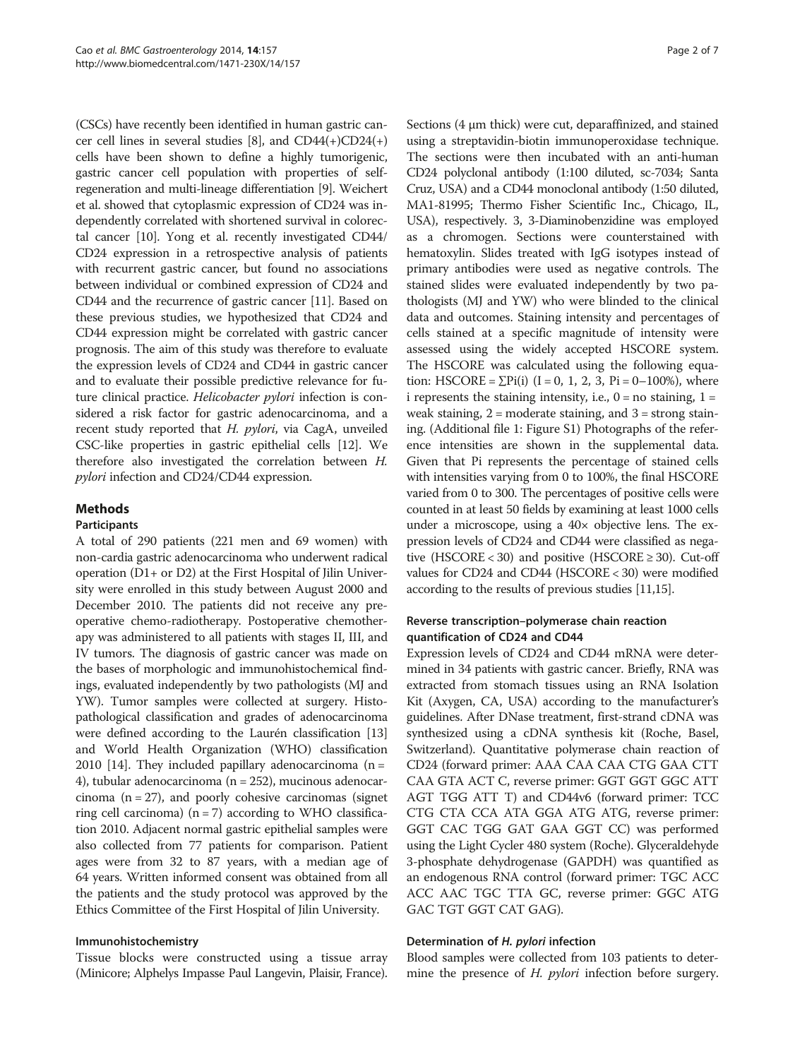(CSCs) have recently been identified in human gastric cancer cell lines in several studies [8], and CD44(+)CD24(+) cells have been shown to define a highly tumorigenic, gastric cancer cell population with properties of self-regeneration and multi-lineage differentiation [9]. Weichert et al. showed that cytoplasmic expression of CD24 was independently correlated with shortened survival in colorectal cancer [10]. Yong et al. recently investigated CD44/CD24 expression in a retrospective analysis of patients with recurrent gastric cancer, but found no associations between individual or combined expression of CD24 and CD44 and the recurrence of gastric cancer [11]. Based on these previous studies, we hypothesized that CD24 and CD44 expression might be correlated with gastric cancer prognosis. The aim of this study was therefore to evaluate the expression levels of CD24 and CD44 in gastric cancer and to evaluate their possible predictive relevance for future clinical practice. *Helicobacter pylori* infection is considered a risk factor for gastric adenocarcinoma, and a recent study reported that *H. pylori*, via CagA, unveiled CSC-like properties in gastric epithelial cells [12]. We therefore also investigated the correlation between *H. pylori* infection and CD24/CD44 expression.

## Methods

### Participants

A total of 290 patients (221 men and 69 women) with non-cardia gastric adenocarcinoma who underwent radical operation (D1+ or D2) at the First Hospital of Jilin University were enrolled in this study between August 2000 and December 2010. The patients did not receive any preoperative chemo-radiotherapy. Postoperative chemotherapy was administered to all patients with stages II, III, and IV tumors. The diagnosis of gastric cancer was made on the bases of morphologic and immunohistochemical findings, evaluated independently by two pathologists (MJ and YW). Tumor samples were collected at surgery. Histopathological classification and grades of adenocarcinoma were defined according to the Laurén classification [13] and World Health Organization (WHO) classification 2010 [14]. They included papillary adenocarcinoma (n = 4), tubular adenocarcinoma (n = 252), mucinous adenocarcinoma (n = 27), and poorly cohesive carcinomas (signet ring cell carcinoma) (n = 7) according to WHO classification 2010. Adjacent normal gastric epithelial samples were also collected from 77 patients for comparison. Patient ages were from 32 to 87 years, with a median age of 64 years. Written informed consent was obtained from all the patients and the study protocol was approved by the Ethics Committee of the First Hospital of Jilin University.

### Immunohistochemistry

Tissue blocks were constructed using a tissue array (Minicore; Alphelys Impasse Paul Langevin, Plaisir, France). Sections (4 μm thick) were cut, deparaffinized, and stained using a streptavidin-biotin immunoperoxidase technique. The sections were then incubated with an anti-human CD24 polyclonal antibody (1:100 diluted, sc-7034; Santa Cruz, USA) and a CD44 monoclonal antibody (1:50 diluted, MA1-81995; Thermo Fisher Scientific Inc., Chicago, IL, USA), respectively. 3, 3-Diaminobenzidine was employed as a chromogen. Sections were counterstained with hematoxylin. Slides treated with IgG isotypes instead of primary antibodies were used as negative controls. The stained slides were evaluated independently by two pathologists (MJ and YW) who were blinded to the clinical data and outcomes. Staining intensity and percentages of cells stained at a specific magnitude of intensity were assessed using the widely accepted HSCORE system. The HSCORE was calculated using the following equation: $HSCORE = \sum Pi(i)$ ($I = 0, 1, 2, 3$, $Pi = 0–100\%$), where i represents the staining intensity, i.e., 0 = no staining, 1 = weak staining, 2 = moderate staining, and 3 = strong staining. (Additional file 1: Figure S1) Photographs of the reference intensities are shown in the supplemental data. Given that Pi represents the percentage of stained cells with intensities varying from 0 to 100%, the final HSCORE varied from 0 to 300. The percentages of positive cells were counted in at least 50 fields by examining at least 1000 cells under a microscope, using a 40× objective lens. The expression levels of CD24 and CD44 were classified as negative (HSCORE < 30) and positive (HSCORE ≥ 30). Cut-off values for CD24 and CD44 (HSCORE < 30) were modified according to the results of previous studies [11,15].

### Reverse transcription–polymerase chain reaction quantification of CD24 and CD44

Expression levels of CD24 and CD44 mRNA were determined in 34 patients with gastric cancer. Briefly, RNA was extracted from stomach tissues using an RNA Isolation Kit (Axygen, CA, USA) according to the manufacturer's guidelines. After DNase treatment, first-strand cDNA was synthesized using a cDNA synthesis kit (Roche, Basel, Switzerland). Quantitative polymerase chain reaction of CD24 (forward primer: AAA CAA CAA CTG GAA CTT CAA GTA ACT C, reverse primer: GGT GGT GGC ATT AGT TGG ATT T) and CD44v6 (forward primer: TCC CTG CTA CCA ATA GGA ATG ATG, reverse primer: GGT CAC TGG GAT GAA GGT CC) was performed using the Light Cycler 480 system (Roche). Glyceraldehyde 3-phosphate dehydrogenase (GAPDH) was quantified as an endogenous RNA control (forward primer: TGC ACC ACC AAC TGC TTA GC, reverse primer: GGC ATG GAC TGT GGT CAT GAG).

### Determination of *H. pylori* infection

Blood samples were collected from 103 patients to determine the presence of *H. pylori* infection before surgery.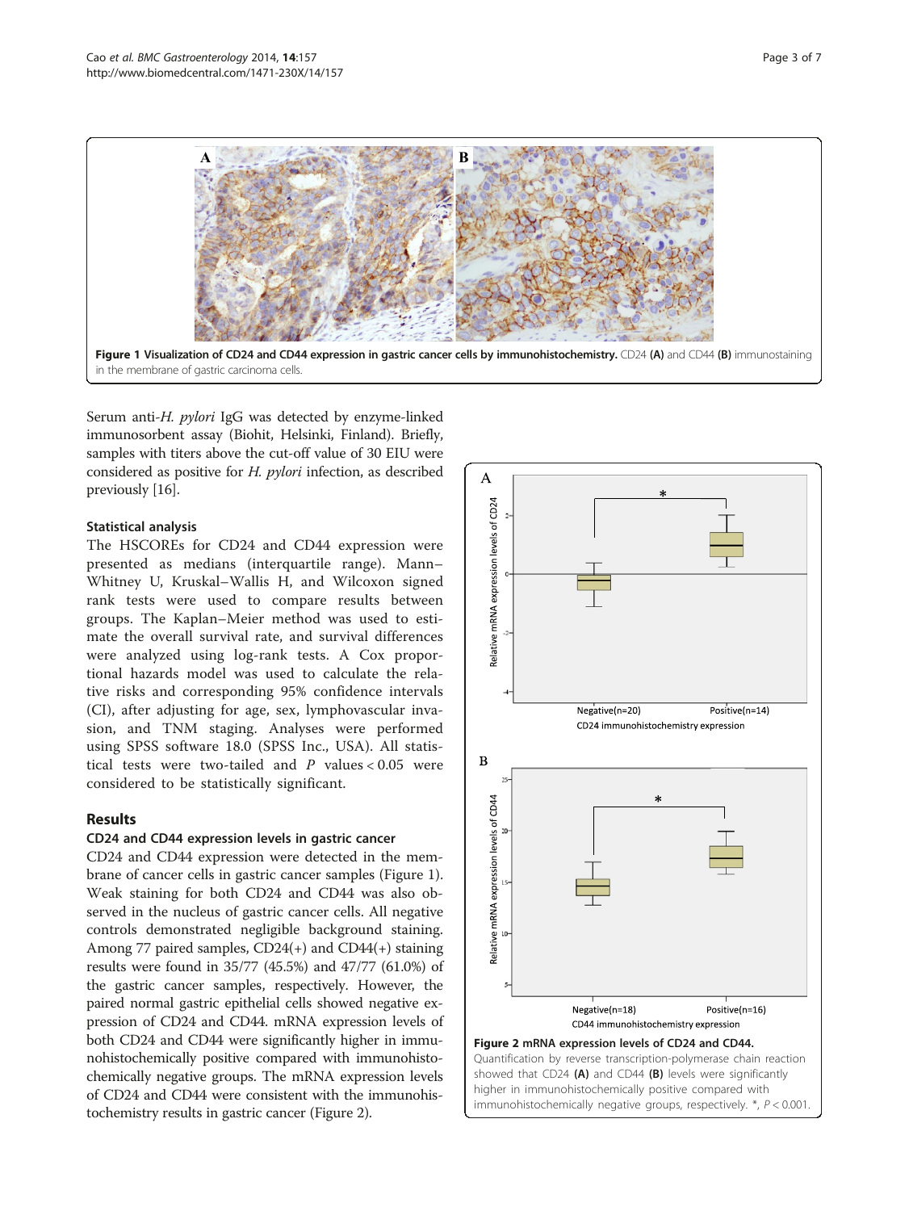**Figure 1 Visualization of CD24 and CD44 expression in gastric cancer cells by immunohistochemistry.** CD24 **(A)** and CD44 **(B)** immunostaining in the membrane of gastric carcinoma cells.

Serum anti-*H. pylori* IgG was detected by enzyme-linked immunosorbent assay (Biohit, Helsinki, Finland). Briefly, samples with titers above the cut-off value of 30 EIU were considered as positive for *H. pylori* infection, as described previously [16].

### Statistical analysis

The HSCOREs for CD24 and CD44 expression were presented as medians (interquartile range). Mann–Whitney U, Kruskal–Wallis H, and Wilcoxon signed rank tests were used to compare results between groups. The Kaplan–Meier method was used to estimate the overall survival rate, and survival differences were analyzed using log-rank tests. A Cox proportional hazards model was used to calculate the relative risks and corresponding 95% confidence intervals (CI), after adjusting for age, sex, lymphovascular invasion, and TNM staging. Analyses were performed using SPSS software 18.0 (SPSS Inc., USA). All statistical tests were two-tailed and $P$ values < 0.05 were considered to be statistically significant.

## Results

### CD24 and CD44 expression levels in gastric cancer

CD24 and CD44 expression were detected in the membrane of cancer cells in gastric cancer samples (Figure 1). Weak staining for both CD24 and CD44 was also observed in the nucleus of gastric cancer cells. All negative controls demonstrated negligible background staining. Among 77 paired samples, CD24(+) and CD44(+) staining results were found in 35/77 (45.5%) and 47/77 (61.0%) of the gastric cancer samples, respectively. However, the paired normal gastric epithelial cells showed negative expression of CD24 and CD44. mRNA expression levels of both CD24 and CD44 were significantly higher in immunohistochemically positive compared with immunohistochemically negative groups. The mRNA expression levels of CD24 and CD44 were consistent with the immunohistochemistry results in gastric cancer (Figure 2).

**Figure 2 mRNA expression levels of CD24 and CD44.** Quantification by reverse transcription-polymerase chain reaction showed that CD24 **(A)** and CD44 **(B)** levels were significantly higher in immunohistochemically positive compared with immunohistochemically negative groups, respectively. *, $P < 0.001$.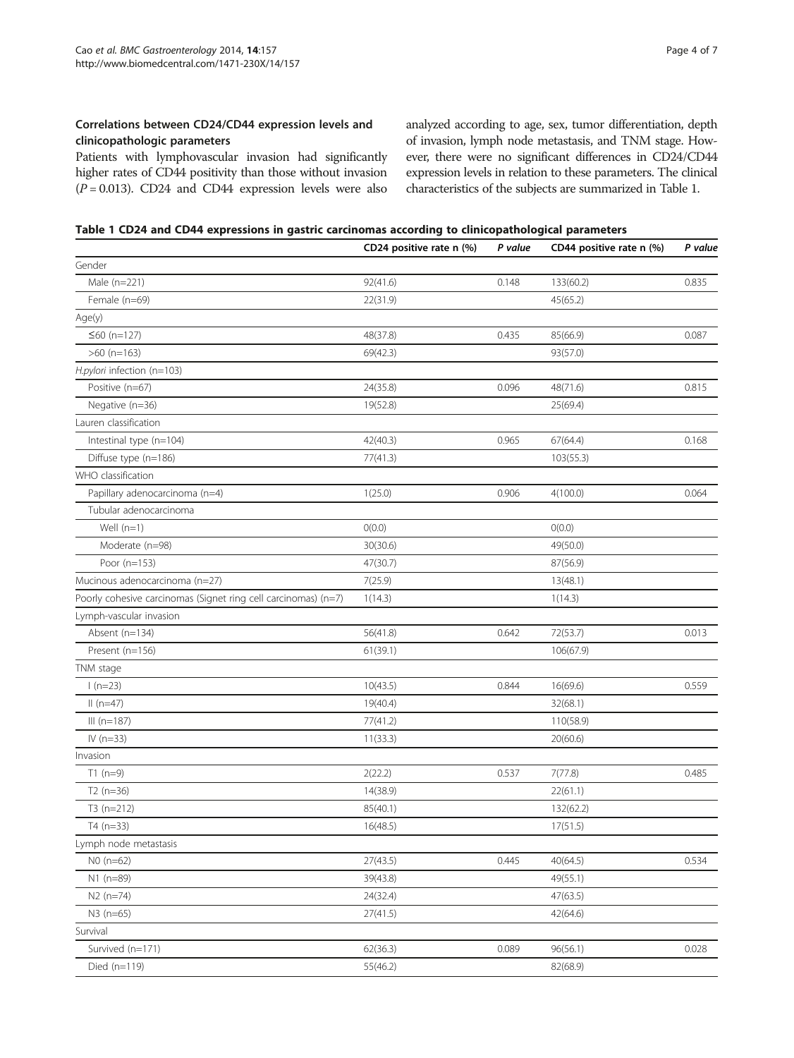### Correlations between CD24/CD44 expression levels and clinicopathologic parameters

Patients with lymphovascular invasion had significantly higher rates of CD44 positivity than those without invasion ($P = 0.013$). CD24 and CD44 expression levels were also analyzed according to age, sex, tumor differentiation, depth of invasion, lymph node metastasis, and TNM stage. However, there were no significant differences in CD24/CD44 expression levels in relation to these parameters. The clinical characteristics of the subjects are summarized in Table 1.

**Table 1 CD24 and CD44 expressions in gastric carcinomas according to clinicopathological parameters**

| | CD24 positive rate n (%) | *P value* | CD44 positive rate n (%) | *P value* |
|---|---|---|---|---|
| Gender | | | | |
| Male (n=221) | 92(41.6) | 0.148 | 133(60.2) | 0.835 |
| Female (n=69) | 22(31.9) | | 45(65.2) | |
| Age(y) | | | | |
| ≤60 (n=127) | 48(37.8) | 0.435 | 85(66.9) | 0.087 |
| >60 (n=163) | 69(42.3) | | 93(57.0) | |
| *H.pylori* infection (n=103) | | | | |
| Positive (n=67) | 24(35.8) | 0.096 | 48(71.6) | 0.815 |
| Negative (n=36) | 19(52.8) | | 25(69.4) | |
| Lauren classification | | | | |
| Intestinal type (n=104) | 42(40.3) | 0.965 | 67(64.4) | 0.168 |
| Diffuse type (n=186) | 77(41.3) | | 103(55.3) | |
| WHO classification | | | | |
| Papillary adenocarcinoma (n=4) | 1(25.0) | 0.906 | 4(100.0) | 0.064 |
| Tubular adenocarcinoma | | | | |
| Well (n=1) | 0(0.0) | | 0(0.0) | |
| Moderate (n=98) | 30(30.6) | | 49(50.0) | |
| Poor (n=153) | 47(30.7) | | 87(56.9) | |
| Mucinous adenocarcinoma (n=27) | 7(25.9) | | 13(48.1) | |
| Poorly cohesive carcinomas (Signet ring cell carcinomas) (n=7) | 1(14.3) | | 1(14.3) | |
| Lymph-vascular invasion | | | | |
| Absent (n=134) | 56(41.8) | 0.642 | 72(53.7) | 0.013 |
| Present (n=156) | 61(39.1) | | 106(67.9) | |
| TNM stage | | | | |
| I (n=23) | 10(43.5) | 0.844 | 16(69.6) | 0.559 |
| II (n=47) | 19(40.4) | | 32(68.1) | |
| III (n=187) | 77(41.2) | | 110(58.9) | |
| IV (n=33) | 11(33.3) | | 20(60.6) | |
| Invasion | | | | |
| T1 (n=9) | 2(22.2) | 0.537 | 7(77.8) | 0.485 |
| T2 (n=36) | 14(38.9) | | 22(61.1) | |
| T3 (n=212) | 85(40.1) | | 132(62.2) | |
| T4 (n=33) | 16(48.5) | | 17(51.5) | |
| Lymph node metastasis | | | | |
| N0 (n=62) | 27(43.5) | 0.445 | 40(64.5) | 0.534 |
| N1 (n=89) | 39(43.8) | | 49(55.1) | |
| N2 (n=74) | 24(32.4) | | 47(63.5) | |
| N3 (n=65) | 27(41.5) | | 42(64.6) | |
| Survival | | | | |
| Survived (n=171) | 62(36.3) | 0.089 | 96(56.1) | 0.028 |
| Died (n=119) | 55(46.2) | | 82(68.9) | |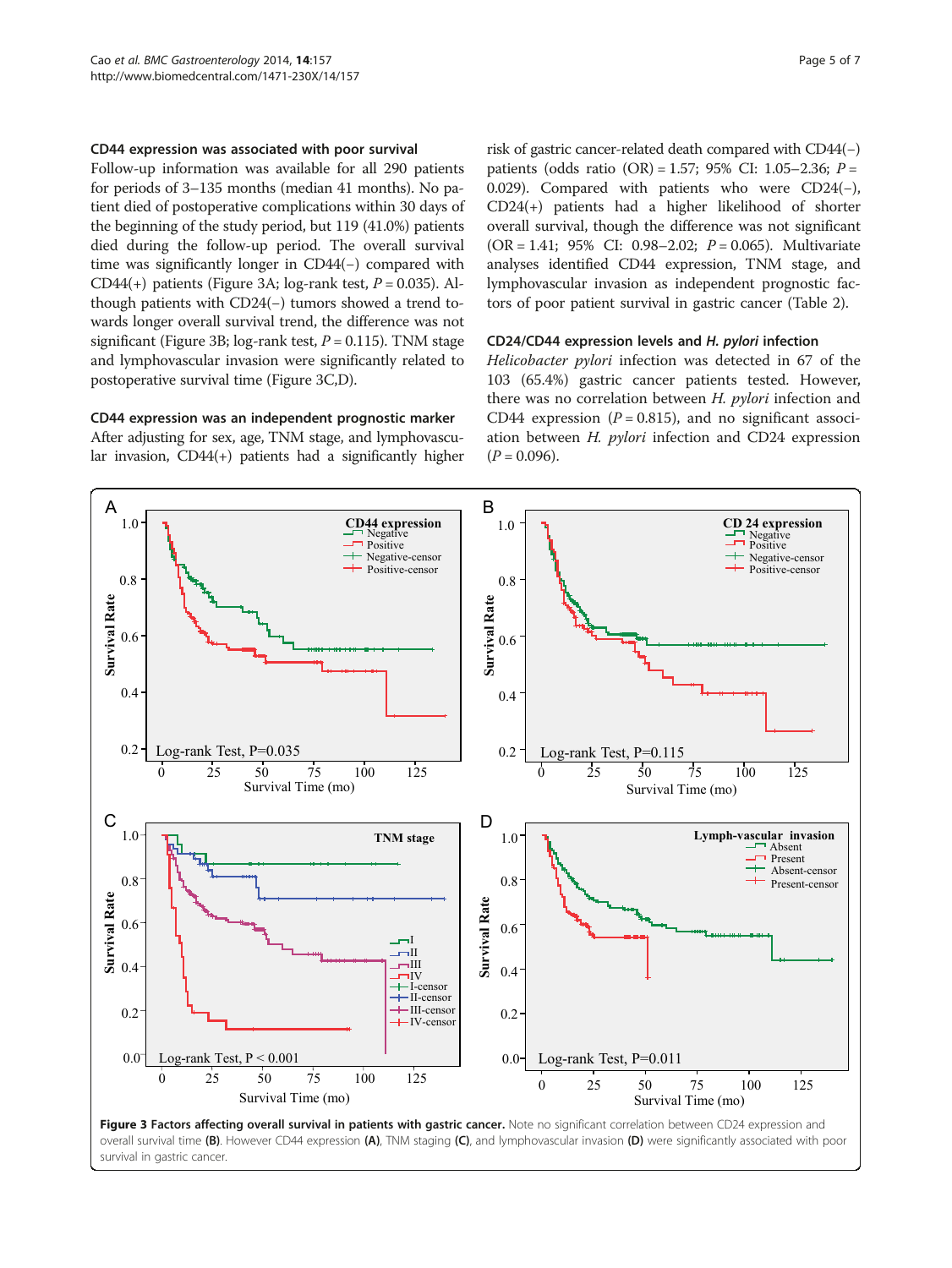### CD44 expression was associated with poor survival

Follow-up information was available for all 290 patients for periods of 3–135 months (median 41 months). No patient died of postoperative complications within 30 days of the beginning of the study period, but 119 (41.0%) patients died during the follow-up period. The overall survival time was significantly longer in CD44(−) compared with CD44(+) patients (Figure 3A; log-rank test, $P = 0.035$). Although patients with CD24(−) tumors showed a trend towards longer overall survival trend, the difference was not significant (Figure 3B; log-rank test, $P = 0.115$). TNM stage and lymphovascular invasion were significantly related to postoperative survival time (Figure 3C,D).

### CD44 expression was an independent prognostic marker

After adjusting for sex, age, TNM stage, and lymphovascular invasion, CD44(+) patients had a significantly higher risk of gastric cancer-related death compared with CD44(−) patients (odds ratio (OR) = 1.57; 95% CI: 1.05–2.36; $P = 0.029$). Compared with patients who were CD24(−), CD24(+) patients had a higher likelihood of shorter overall survival, though the difference was not significant (OR = 1.41; 95% CI: 0.98–2.02; $P = 0.065$). Multivariate analyses identified CD44 expression, TNM stage, and lymphovascular invasion as independent prognostic factors of poor patient survival in gastric cancer (Table 2).

### CD24/CD44 expression levels and *H. pylori* infection

*Helicobacter pylori* infection was detected in 67 of the 103 (65.4%) gastric cancer patients tested. However, there was no correlation between *H. pylori* infection and CD44 expression ($P = 0.815$), and no significant association between *H. pylori* infection and CD24 expression ($P = 0.096$).

**Figure 3 Factors affecting overall survival in patients with gastric cancer.** Note no significant correlation between CD24 expression and overall survival time **(B)**. However CD44 expression **(A)**, TNM staging **(C)**, and lymphovascular invasion **(D)** were significantly associated with poor survival in gastric cancer.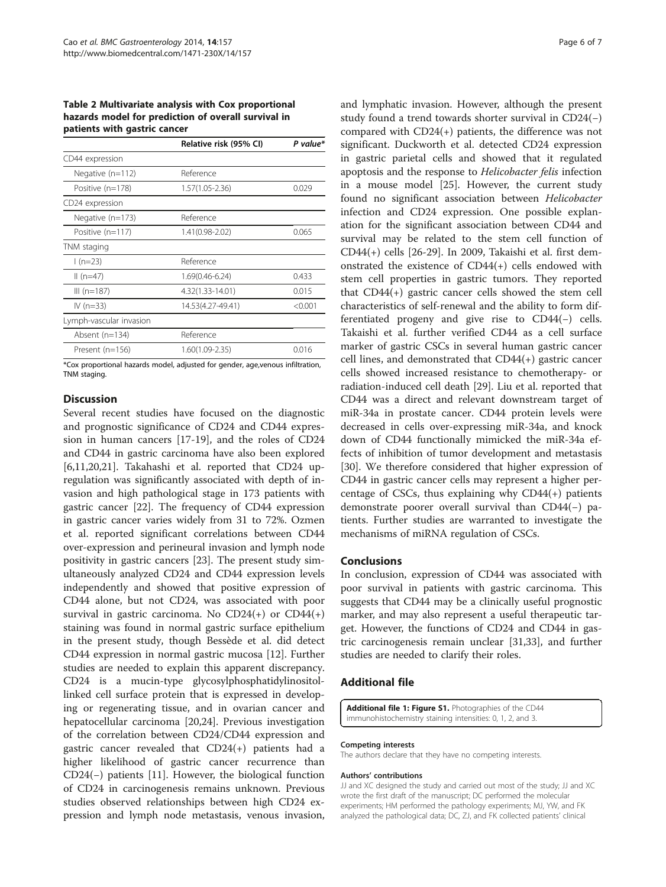**Table 2 Multivariate analysis with Cox proportional hazards model for prediction of overall survival in patients with gastric cancer**

| | Relative risk (95% CI) | P value* |
|---|---|---|
| CD44 expression | | |
| Negative (n=112) | Reference | |
| Positive (n=178) | 1.57(1.05-2.36) | 0.029 |
| CD24 expression | | |
| Negative (n=173) | Reference | |
| Positive (n=117) | 1.41(0.98-2.02) | 0.065 |
| TNM staging | | |
| I (n=23) | Reference | |
| II (n=47) | 1.69(0.46-6.24) | 0.433 |
| III (n=187) | 4.32(1.33-14.01) | 0.015 |
| IV (n=33) | 14.53(4.27-49.41) | <0.001 |
| Lymph-vascular invasion | | |
| Absent (n=134) | Reference | |
| Present (n=156) | 1.60(1.09-2.35) | 0.016 |

*Cox proportional hazards model, adjusted for gender, age,venous infiltration, TNM staging.

## Discussion

Several recent studies have focused on the diagnostic and prognostic significance of CD24 and CD44 expression in human cancers [17-19], and the roles of CD24 and CD44 in gastric carcinoma have also been explored [6,11,20,21]. Takahashi et al. reported that CD24 upregulation was significantly associated with depth of invasion and high pathological stage in 173 patients with gastric cancer [22]. The frequency of CD44 expression in gastric cancer varies widely from 31 to 72%. Ozmen et al. reported significant correlations between CD44 over-expression and perineural invasion and lymph node positivity in gastric cancers [23]. The present study simultaneously analyzed CD24 and CD44 expression levels independently and showed that positive expression of CD44 alone, but not CD24, was associated with poor survival in gastric carcinoma. No CD24(+) or CD44(+) staining was found in normal gastric surface epithelium in the present study, though Bessède et al. did detect CD44 expression in normal gastric mucosa [12]. Further studies are needed to explain this apparent discrepancy. CD24 is a mucin-type glycosylphosphatidylinositol-linked cell surface protein that is expressed in developing or regenerating tissue, and in ovarian cancer and hepatocellular carcinoma [20,24]. Previous investigation of the correlation between CD24/CD44 expression and gastric cancer revealed that CD24(+) patients had a higher likelihood of gastric cancer recurrence than CD24(−) patients [11]. However, the biological function of CD24 in carcinogenesis remains unknown. Previous studies observed relationships between high CD24 expression and lymph node metastasis, venous invasion, and lymphatic invasion. However, although the present study found a trend towards shorter survival in CD24(−) compared with CD24(+) patients, the difference was not significant. Duckworth et al. detected CD24 expression in gastric parietal cells and showed that it regulated apoptosis and the response to *Helicobacter felis* infection in a mouse model [25]. However, the current study found no significant association between *Helicobacter* infection and CD24 expression. One possible explanation for the significant association between CD44 and survival may be related to the stem cell function of CD44(+) cells [26-29]. In 2009, Takaishi et al. first demonstrated the existence of CD44(+) cells endowed with stem cell properties in gastric tumors. They reported that CD44(+) gastric cancer cells showed the stem cell characteristics of self-renewal and the ability to form differentiated progeny and give rise to CD44(−) cells. Takaishi et al. further verified CD44 as a cell surface marker of gastric CSCs in several human gastric cancer cell lines, and demonstrated that CD44(+) gastric cancer cells showed increased resistance to chemotherapy- or radiation-induced cell death [29]. Liu et al. reported that CD44 was a direct and relevant downstream target of miR-34a in prostate cancer. CD44 protein levels were decreased in cells over-expressing miR-34a, and knock down of CD44 functionally mimicked the miR-34a effects of inhibition of tumor development and metastasis [30]. We therefore considered that higher expression of CD44 in gastric cancer cells may represent a higher percentage of CSCs, thus explaining why CD44(+) patients demonstrate poorer overall survival than CD44(−) patients. Further studies are warranted to investigate the mechanisms of miRNA regulation of CSCs.

## Conclusions

In conclusion, expression of CD44 was associated with poor survival in patients with gastric carcinoma. This suggests that CD44 may be a clinically useful prognostic marker, and may also represent a useful therapeutic target. However, the functions of CD24 and CD44 in gastric carcinogenesis remain unclear [31,33], and further studies are needed to clarify their roles.

## Additional file

**Additional file 1: Figure S1.** Photographies of the CD44 immunohistochemistry staining intensities: 0, 1, 2, and 3.

#### Competing interests

The authors declare that they have no competing interests.

#### Authors' contributions

JJ and XC designed the study and carried out most of the study; JJ and XC wrote the first draft of the manuscript; DC performed the molecular experiments; HM performed the pathology experiments; MJ, YW, and FK analyzed the pathological data; DC, ZJ, and FK collected patients' clinical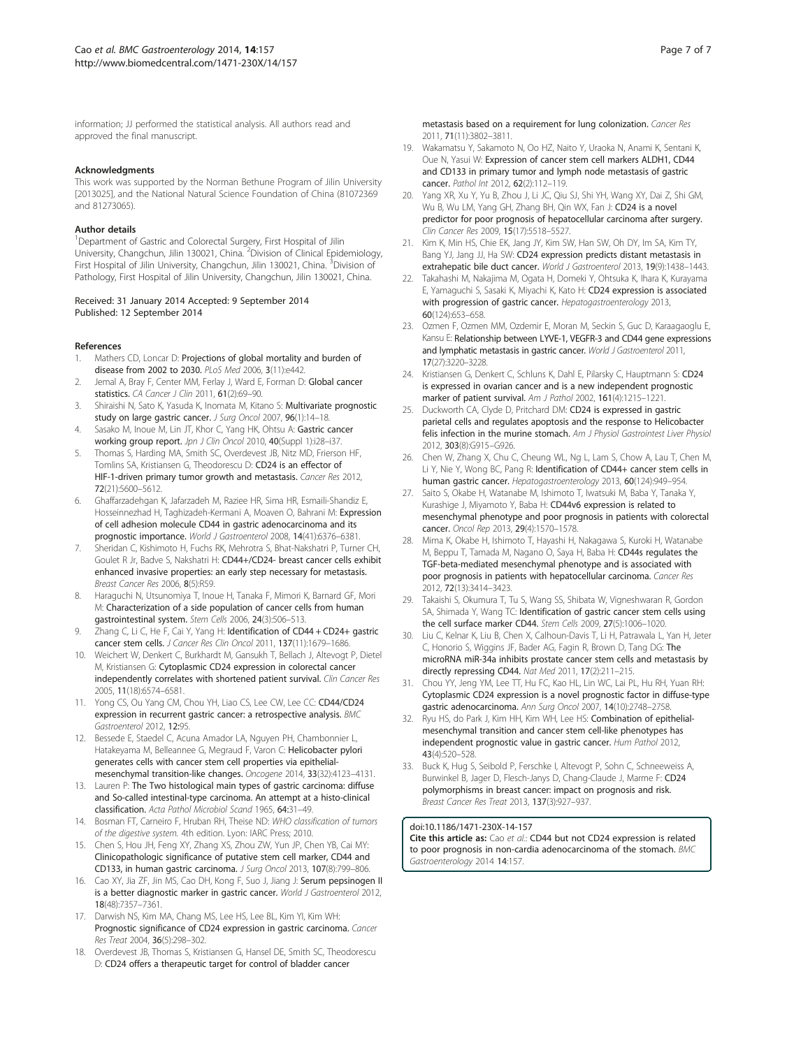information; JJ performed the statistical analysis. All authors read and approved the final manuscript.

### Acknowledgments

This work was supported by the Norman Bethune Program of Jilin University [2013025], and the National Natural Science Foundation of China (81072369 and 81273065).

### Author details

[1]Department of Gastric and Colorectal Surgery, First Hospital of Jilin University, Changchun, Jilin 130021, China. [2]Division of Clinical Epidemiology, First Hospital of Jilin University, Changchun, Jilin 130021, China. [3]Division of Pathology, First Hospital of Jilin University, Changchun, Jilin 130021, China.

Received: 31 January 2014 Accepted: 9 September 2014
Published: 12 September 2014

### References

1. Mathers CD, Loncar D: **Projections of global mortality and burden of disease from 2002 to 2030.** *PLoS Med* 2006, **3**(11):e442.
2. Jemal A, Bray F, Center MM, Ferlay J, Ward E, Forman D: **Global cancer statistics.** *CA Cancer J Clin* 2011, **61**(2):69–90.
3. Shiraishi N, Sato K, Yasuda K, Inomata M, Kitano S: **Multivariate prognostic study on large gastric cancer.** *J Surg Oncol* 2007, **96**(1):14–18.
4. Sasako M, Inoue M, Lin JT, Khor C, Yang HK, Ohtsu A: **Gastric cancer working group report.** *Jpn J Clin Oncol* 2010, **40**(Suppl 1):i28–i37.
5. Thomas S, Harding MA, Smith SC, Overdevest JB, Nitz MD, Frierson HF, Tomlins SA, Kristiansen G, Theodorescu D: **CD24 is an effector of HIF-1-driven primary tumor growth and metastasis.** *Cancer Res* 2012, **72**(21):5600–5612.
6. Ghaffarzadehgan K, Jafarzadeh M, Raziee HR, Sima HR, Esmaili-Shandiz E, Hosseinnezhad H, Taghizadeh-Kermani A, Moaven O, Bahrani M: **Expression of cell adhesion molecule CD44 in gastric adenocarcinoma and its prognostic importance.** *World J Gastroenterol* 2008, **14**(41):6376–6381.
7. Sheridan C, Kishimoto H, Fuchs RK, Mehrotra S, Bhat-Nakshatri P, Turner CH, Goulet R Jr, Badve S, Nakshatri H: **CD44+/CD24- breast cancer cells exhibit enhanced invasive properties: an early step necessary for metastasis.** *Breast Cancer Res* 2006, **8**(5):R59.
8. Haraguchi N, Utsunomiya T, Inoue H, Tanaka F, Mimori K, Barnard GF, Mori M: **Characterization of a side population of cancer cells from human gastrointestinal system.** *Stem Cells* 2006, **24**(3):506–513.
9. Zhang C, Li C, He F, Cai Y, Yang H: **Identification of CD44 + CD24+ gastric cancer stem cells.** *J Cancer Res Clin Oncol* 2011, **137**(11):1679–1686.
10. Weichert W, Denkert C, Burkhardt M, Gansukh T, Bellach J, Altevogt P, Dietel M, Kristiansen G: **Cytoplasmic CD24 expression in colorectal cancer independently correlates with shortened patient survival.** *Clin Cancer Res* 2005, **11**(18):6574–6581.
11. Yong CS, Ou Yang CM, Chou YH, Liao CS, Lee CW, Lee CC: **CD44/CD24 expression in recurrent gastric cancer: a retrospective analysis.** *BMC Gastroenterol* 2012, **12**:95.
12. Bessede E, Staedel C, Acuna Amador LA, Nguyen PH, Chambonnier L, Hatakeyama M, Belleannee G, Megraud F, Varon C: **Helicobacter pylori generates cells with cancer stem cell properties via epithelial-mesenchymal transition-like changes.** *Oncogene* 2014, **33**(32):4123–4131.
13. Lauren P: **The Two histological main types of gastric carcinoma: diffuse and So-called intestinal-type carcinoma. An attempt at a histo-clinical classification.** *Acta Pathol Microbiol Scand* 1965, **64**:31–49.
14. Bosman FT, Carneiro F, Hruban RH, Theise ND: *WHO classification of tumors of the digestive system.* 4th edition. Lyon: IARC Press; 2010.
15. Chen S, Hou JH, Feng XY, Zhang XS, Zhou ZW, Yun JP, Chen YB, Cai MY: **Clinicopathologic significance of putative stem cell marker, CD44 and CD133, in human gastric carcinoma.** *J Surg Oncol* 2013, **107**(8):799–806.
16. Cao XY, Jia ZF, Jin MS, Cao DH, Kong F, Suo J, Jiang J: **Serum pepsinogen II is a better diagnostic marker in gastric cancer.** *World J Gastroenterol* 2012, **18**(48):7357–7361.
17. Darwish NS, Kim MA, Chang MS, Lee HS, Lee BL, Kim YI, Kim WH: **Prognostic significance of CD24 expression in gastric carcinoma.** *Cancer Res Treat* 2004, **36**(5):298–302.
18. Overdevest JB, Thomas S, Kristiansen G, Hansel DE, Smith SC, Theodorescu D: **CD24 offers a therapeutic target for control of bladder cancer metastasis based on a requirement for lung colonization.** *Cancer Res* 2011, **71**(11):3802–3811.
19. Wakamatsu Y, Sakamoto N, Oo HZ, Naito Y, Uraoka N, Anami K, Sentani K, Oue N, Yasui W: **Expression of cancer stem cell markers ALDH1, CD44 and CD133 in primary tumor and lymph node metastasis of gastric cancer.** *Pathol Int* 2012, **62**(2):112–119.
20. Yang XR, Xu Y, Yu B, Zhou J, Li JC, Qiu SJ, Shi YH, Wang XY, Dai Z, Shi GM, Wu B, Wu LM, Yang GH, Zhang BH, Qin WX, Fan J: **CD24 is a novel predictor for poor prognosis of hepatocellular carcinoma after surgery.** *Clin Cancer Res* 2009, **15**(17):5518–5527.
21. Kim K, Min HS, Chie EK, Jang JY, Kim SW, Han SW, Oh DY, Im SA, Kim TY, Bang YJ, Jang JJ, Ha SW: **CD24 expression predicts distant metastasis in extrahepatic bile duct cancer.** *World J Gastroenterol* 2013, **19**(9):1438–1443.
22. Takahashi M, Nakajima M, Ogata H, Domeki Y, Ohtsuka K, Ihara K, Kurayama E, Yamaguchi S, Sasaki K, Miyachi K, Kato H: **CD24 expression is associated with progression of gastric cancer.** *Hepatogastroenterology* 2013, **60**(124):653–658.
23. Ozmen F, Ozmen MM, Ozdemir E, Moran M, Seckin S, Guc D, Karaagaoglu E, Kansu E: **Relationship between LYVE-1, VEGFR-3 and CD44 gene expressions and lymphatic metastasis in gastric cancer.** *World J Gastroenterol* 2011, **17**(27):3220–3228.
24. Kristiansen G, Denkert C, Schluns K, Dahl E, Pilarsky C, Hauptmann S: **CD24 is expressed in ovarian cancer and is a new independent prognostic marker of patient survival.** *Am J Pathol* 2002, **161**(4):1215–1221.
25. Duckworth CA, Clyde D, Pritchard DM: **CD24 is expressed in gastric parietal cells and regulates apoptosis and the response to Helicobacter felis infection in the murine stomach.** *Am J Physiol Gastrointest Liver Physiol* 2012, **303**(8):G915–G926.
26. Chen W, Zhang X, Chu C, Cheung WL, Ng L, Lam S, Chow A, Lau T, Chen M, Li Y, Nie Y, Wong BC, Pang R: **Identification of CD44+ cancer stem cells in human gastric cancer.** *Hepatogastroenterology* 2013, **60**(124):949–954.
27. Saito S, Okabe H, Watanabe M, Ishimoto T, Iwatsuki M, Baba Y, Tanaka Y, Kurashige J, Miyamoto Y, Baba H: **CD44v6 expression is related to mesenchymal phenotype and poor prognosis in patients with colorectal cancer.** *Oncol Rep* 2013, **29**(4):1570–1578.
28. Mima K, Okabe H, Ishimoto T, Hayashi H, Nakagawa S, Kuroki H, Watanabe M, Beppu T, Tamada M, Nagano O, Saya H, Baba H: **CD44s regulates the TGF-beta-mediated mesenchymal phenotype and is associated with poor prognosis in patients with hepatocellular carcinoma.** *Cancer Res* 2012, **72**(13):3414–3423.
29. Takaishi S, Okumura T, Tu S, Wang SS, Shibata W, Vigneshwaran R, Gordon SA, Shimada Y, Wang TC: **Identification of gastric cancer stem cells using the cell surface marker CD44.** *Stem Cells* 2009, **27**(5):1006–1020.
30. Liu C, Kelnar K, Liu B, Chen X, Calhoun-Davis T, Li H, Patrawala L, Yan H, Jeter C, Honorio S, Wiggins JF, Bader AG, Fagin R, Brown D, Tang DG: **The microRNA miR-34a inhibits prostate cancer stem cells and metastasis by directly repressing CD44.** *Nat Med* 2011, **17**(2):211–215.
31. Chou YY, Jeng YM, Lee TT, Hu FC, Kao HL, Lin WC, Lai PL, Hu RH, Yuan RH: **Cytoplasmic CD24 expression is a novel prognostic factor in diffuse-type gastric adenocarcinoma.** *Ann Surg Oncol* 2007, **14**(10):2748–2758.
32. Ryu HS, do Park J, Kim HH, Kim WH, Lee HS: **Combination of epithelial-mesenchymal transition and cancer stem cell-like phenotypes has independent prognostic value in gastric cancer.** *Hum Pathol* 2012, **43**(4):520–528.
33. Buck K, Hug S, Seibold P, Ferschke I, Altevogt P, Sohn C, Schneeweiss A, Burwinkel B, Jager D, Flesch-Janys D, Chang-Claude J, Marme F: **CD24 polymorphisms in breast cancer: impact on prognosis and risk.** *Breast Cancer Res Treat* 2013, **137**(3):927–937.

doi:10.1186/1471-230X-14-157

**Cite this article as:** Cao *et al.*: CD44 but not CD24 expression is related to poor prognosis in non-cardia adenocarcinoma of the stomach. *BMC Gastroenterology* 2014 **14**:157.